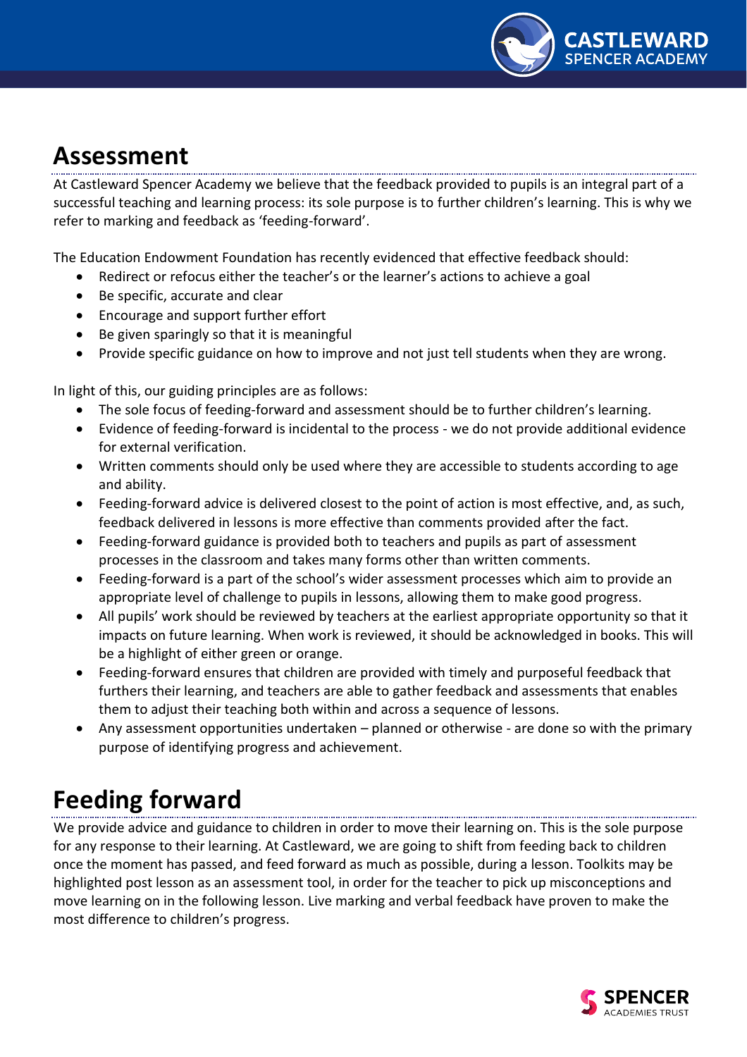# Assessment

At Castleward Spencer Academy we believe that the feedback provided to pupils is an integral part of a successful teaching and learning process: its sole purpose is to further children's learning. This is why we refer to marking and feedback as 'feeding-forward'.

The Education Endowment Foundation has recently evidenced that effective feedback should:

- Redirect or refocus either the teacher's or the learner's actions to achieve a goal
- Be specific, accurate and clear
- Encourage and support further effort
- Be given sparingly so that it is meaningful
- Provide specific guidance on how to improve and not just tell students when they are wrong.

In light of this, our guiding principles are as follows:

- The sole focus of feeding-forward and assessment should be to further children's learning.
- Evidence of feeding-forward is incidental to the process - we do not provide additional evidence for external verification.
- Written comments should only be used where they are accessible to students according to age and ability.
- Feeding-forward advice is delivered closest to the point of action is most effective, and, as such, feedback delivered in lessons is more effective than comments provided after the fact.
- Feeding-forward guidance is provided both to teachers and pupils as part of assessment processes in the classroom and takes many forms other than written comments.
- Feeding-forward is a part of the school's wider assessment processes which aim to provide an appropriate level of challenge to pupils in lessons, allowing them to make good progress.
- All pupils' work should be reviewed by teachers at the earliest appropriate opportunity so that it impacts on future learning. When work is reviewed, it should be acknowledged in books. This will be a highlight of either green or orange.
- Feeding-forward ensures that children are provided with timely and purposeful feedback that furthers their learning, and teachers are able to gather feedback and assessments that enables them to adjust their teaching both within and across a sequence of lessons.
- Any assessment opportunities undertaken – planned or otherwise - are done so with the primary purpose of identifying progress and achievement.

# Feeding forward

We provide advice and guidance to children in order to move their learning on. This is the sole purpose for any response to their learning. At Castleward, we are going to shift from feeding back to children once the moment has passed, and feed forward as much as possible, during a lesson. Toolkits may be highlighted post lesson as an assessment tool, in order for the teacher to pick up misconceptions and move learning on in the following lesson. Live marking and verbal feedback have proven to make the most difference to children's progress.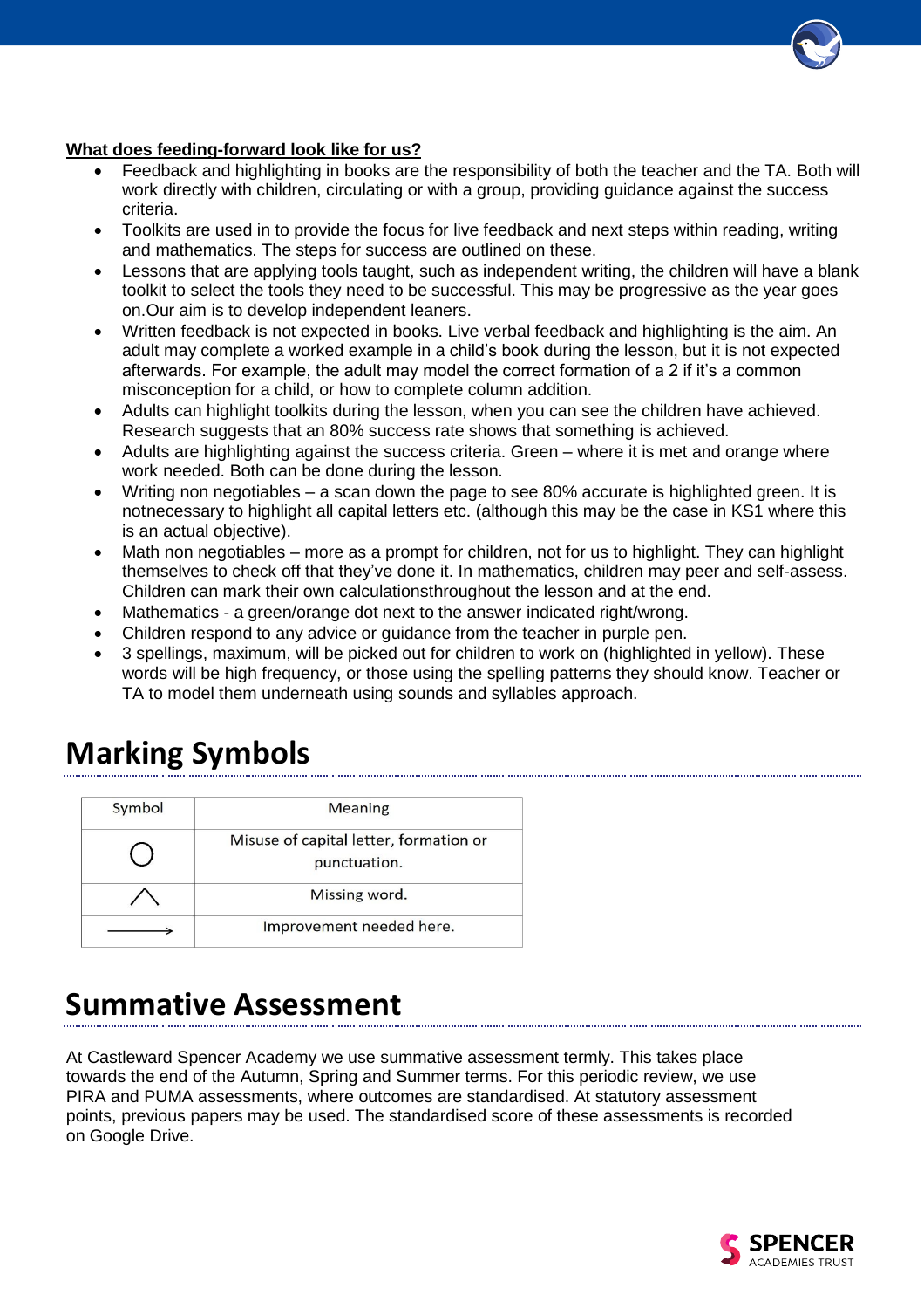**What does feeding-forward look like for us?**

- Feedback and highlighting in books are the responsibility of both the teacher and the TA. Both will work directly with children, circulating or with a group, providing guidance against the success criteria.
- Toolkits are used in to provide the focus for live feedback and next steps within reading, writing and mathematics. The steps for success are outlined on these.
- Lessons that are applying tools taught, such as independent writing, the children will have a blank toolkit to select the tools they need to be successful. This may be progressive as the year goes on.Our aim is to develop independent leaners.
- Written feedback is not expected in books. Live verbal feedback and highlighting is the aim. An adult may complete a worked example in a child's book during the lesson, but it is not expected afterwards. For example, the adult may model the correct formation of a 2 if it's a common misconception for a child, or how to complete column addition.
- Adults can highlight toolkits during the lesson, when you can see the children have achieved. Research suggests that an 80% success rate shows that something is achieved.
- Adults are highlighting against the success criteria. Green – where it is met and orange where work needed. Both can be done during the lesson.
- Writing non negotiables – a scan down the page to see 80% accurate is highlighted green. It is notnecessary to highlight all capital letters etc. (although this may be the case in KS1 where this is an actual objective).
- Math non negotiables – more as a prompt for children, not for us to highlight. They can highlight themselves to check off that they've done it. In mathematics, children may peer and self-assess. Children can mark their own calculationsthroughout the lesson and at the end.
- Mathematics - a green/orange dot next to the answer indicated right/wrong.
- Children respond to any advice or guidance from the teacher in purple pen.
- 3 spellings, maximum, will be picked out for children to work on (highlighted in yellow). These words will be high frequency, or those using the spelling patterns they should know. Teacher or TA to model them underneath using sounds and syllables approach.

# Marking Symbols

| Symbol | Meaning |
|---|---|
| ○ | Misuse of capital letter, formation or punctuation. |
| ^ | Missing word. |
| ⟶ | Improvement needed here. |

# Summative Assessment

At Castleward Spencer Academy we use summative assessment termly. This takes place towards the end of the Autumn, Spring and Summer terms. For this periodic review, we use PIRA and PUMA assessments, where outcomes are standardised. At statutory assessment points, previous papers may be used. The standardised score of these assessments is recorded on Google Drive.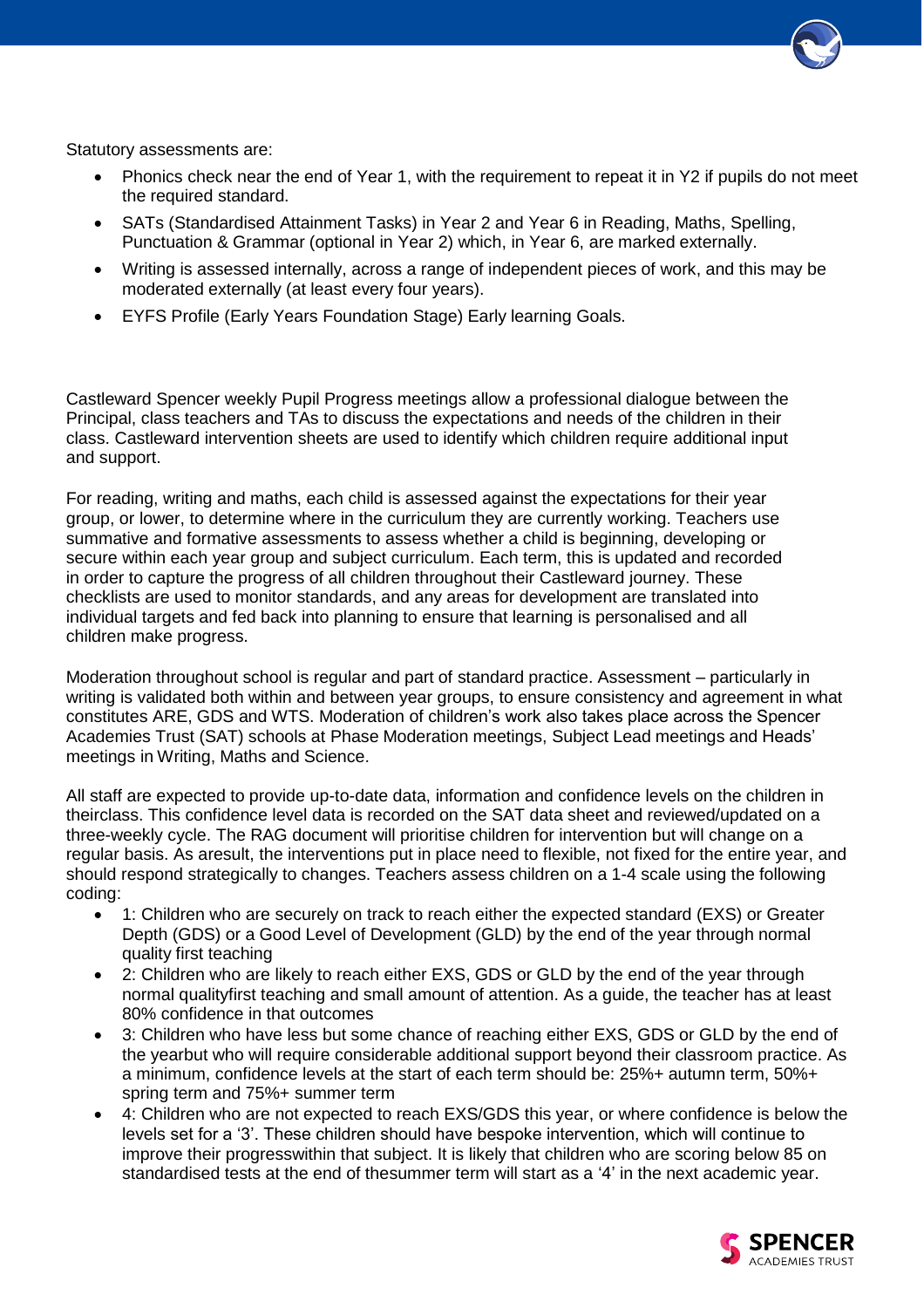Statutory assessments are:

- Phonics check near the end of Year 1, with the requirement to repeat it in Y2 if pupils do not meet the required standard.
- SATs (Standardised Attainment Tasks) in Year 2 and Year 6 in Reading, Maths, Spelling, Punctuation & Grammar (optional in Year 2) which, in Year 6, are marked externally.
- Writing is assessed internally, across a range of independent pieces of work, and this may be moderated externally (at least every four years).
- EYFS Profile (Early Years Foundation Stage) Early learning Goals.

Castleward Spencer weekly Pupil Progress meetings allow a professional dialogue between the Principal, class teachers and TAs to discuss the expectations and needs of the children in their class. Castleward intervention sheets are used to identify which children require additional input and support.

For reading, writing and maths, each child is assessed against the expectations for their year group, or lower, to determine where in the curriculum they are currently working. Teachers use summative and formative assessments to assess whether a child is beginning, developing or secure within each year group and subject curriculum. Each term, this is updated and recorded in order to capture the progress of all children throughout their Castleward journey. These checklists are used to monitor standards, and any areas for development are translated into individual targets and fed back into planning to ensure that learning is personalised and all children make progress.

Moderation throughout school is regular and part of standard practice. Assessment – particularly in writing is validated both within and between year groups, to ensure consistency and agreement in what constitutes ARE, GDS and WTS. Moderation of children's work also takes place across the Spencer Academies Trust (SAT) schools at Phase Moderation meetings, Subject Lead meetings and Heads' meetings in Writing, Maths and Science.

All staff are expected to provide up-to-date data, information and confidence levels on the children in theirclass. This confidence level data is recorded on the SAT data sheet and reviewed/updated on a three-weekly cycle. The RAG document will prioritise children for intervention but will change on a regular basis. As aresult, the interventions put in place need to flexible, not fixed for the entire year, and should respond strategically to changes. Teachers assess children on a 1-4 scale using the following coding:

- 1: Children who are securely on track to reach either the expected standard (EXS) or Greater Depth (GDS) or a Good Level of Development (GLD) by the end of the year through normal quality first teaching
- 2: Children who are likely to reach either EXS, GDS or GLD by the end of the year through normal qualityfirst teaching and small amount of attention. As a guide, the teacher has at least 80% confidence in that outcomes
- 3: Children who have less but some chance of reaching either EXS, GDS or GLD by the end of the yearbut who will require considerable additional support beyond their classroom practice. As a minimum, confidence levels at the start of each term should be: 25%+ autumn term, 50%+ spring term and 75%+ summer term
- 4: Children who are not expected to reach EXS/GDS this year, or where confidence is below the levels set for a '3'. These children should have bespoke intervention, which will continue to improve their progresswithin that subject. It is likely that children who are scoring below 85 on standardised tests at the end of thesummer term will start as a '4' in the next academic year.